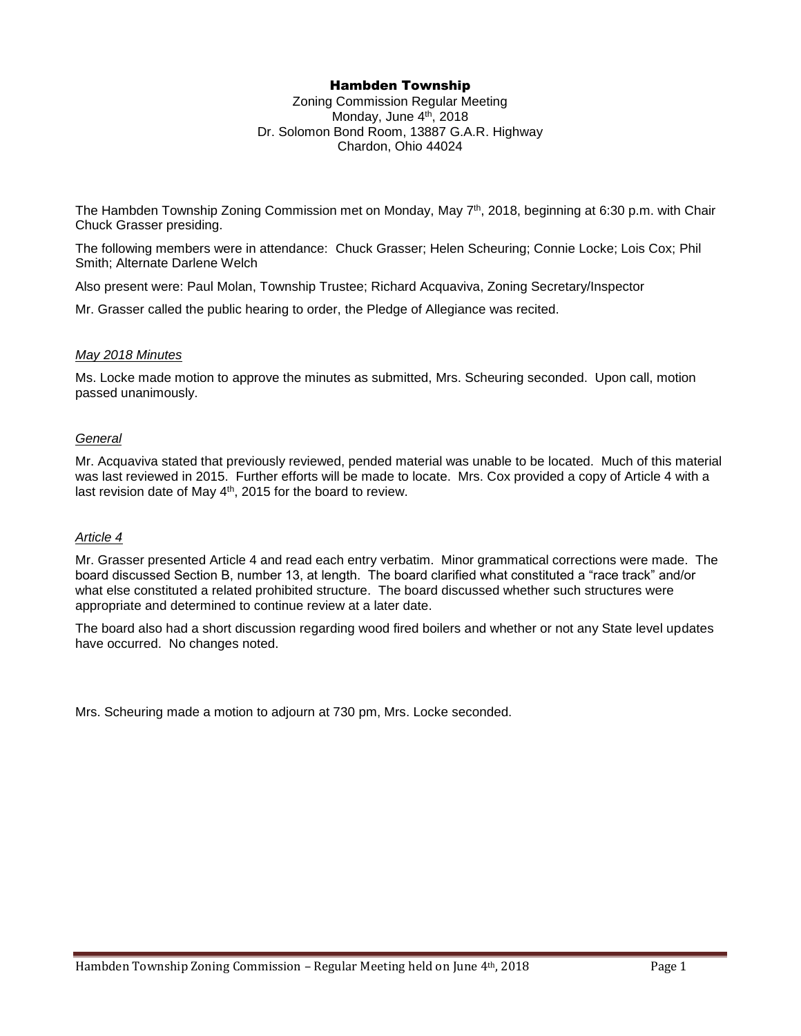**Hambden Township**

Zoning Commission Regular Meeting
Monday, June 4th, 2018
Dr. Solomon Bond Room, 13887 G.A.R. Highway
Chardon, Ohio 44024

The Hambden Township Zoning Commission met on Monday, May 7th, 2018, beginning at 6:30 p.m. with Chair Chuck Grasser presiding.

The following members were in attendance: Chuck Grasser; Helen Scheuring; Connie Locke; Lois Cox; Phil Smith; Alternate Darlene Welch

Also present were: Paul Molan, Township Trustee; Richard Acquaviva, Zoning Secretary/Inspector

Mr. Grasser called the public hearing to order, the Pledge of Allegiance was recited.

*May 2018 Minutes*

Ms. Locke made motion to approve the minutes as submitted, Mrs. Scheuring seconded. Upon call, motion passed unanimously.

*General*

Mr. Acquaviva stated that previously reviewed, pended material was unable to be located. Much of this material was last reviewed in 2015. Further efforts will be made to locate. Mrs. Cox provided a copy of Article 4 with a last revision date of May 4th, 2015 for the board to review.

*Article 4*

Mr. Grasser presented Article 4 and read each entry verbatim. Minor grammatical corrections were made. The board discussed Section B, number 13, at length. The board clarified what constituted a "race track" and/or what else constituted a related prohibited structure. The board discussed whether such structures were appropriate and determined to continue review at a later date.

The board also had a short discussion regarding wood fired boilers and whether or not any State level updates have occurred. No changes noted.

Mrs. Scheuring made a motion to adjourn at 730 pm, Mrs. Locke seconded.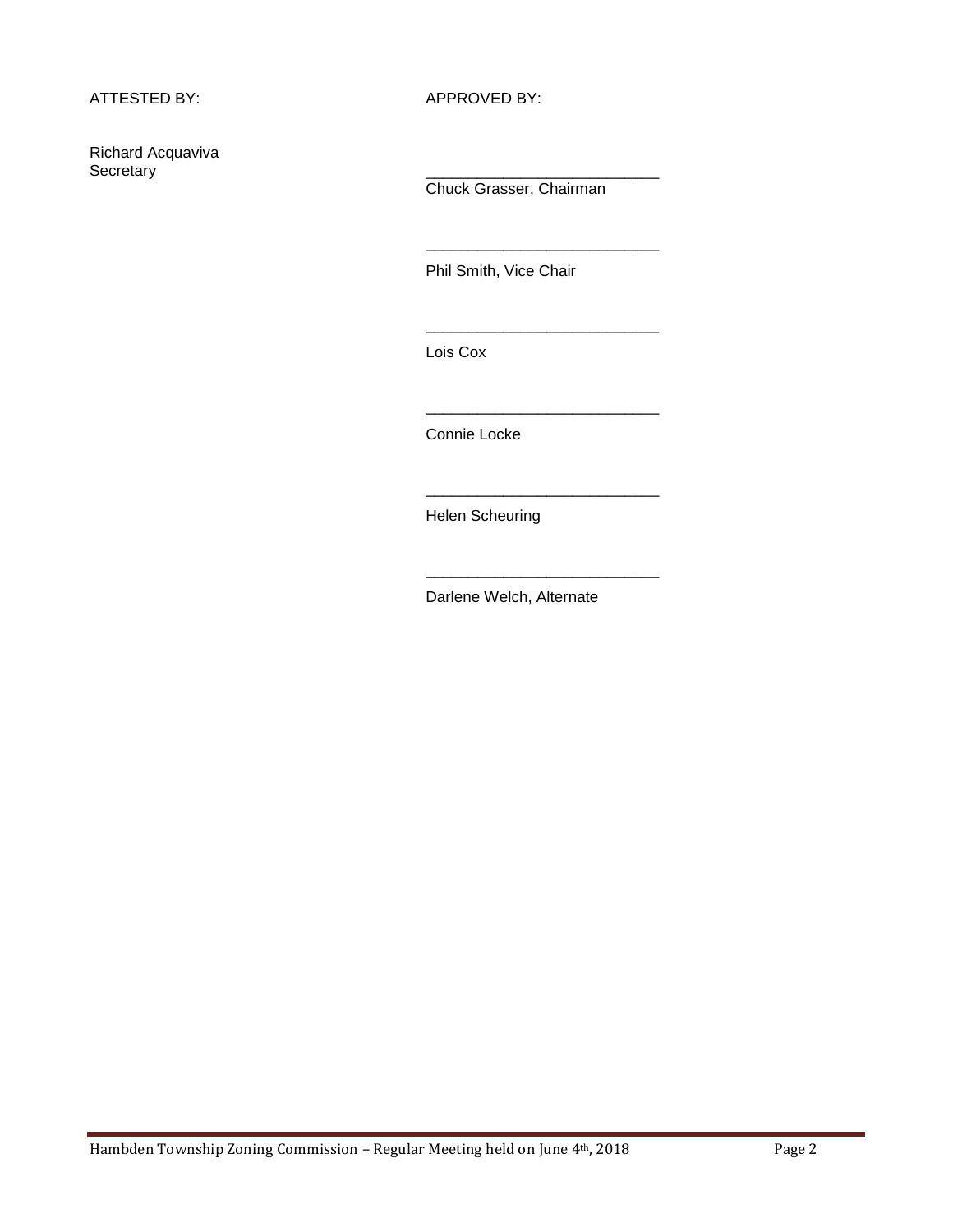ATTESTED BY:

Richard Acquaviva
Secretary

APPROVED BY:

___________________________
Chuck Grasser, Chairman

___________________________
Phil Smith, Vice Chair

___________________________
Lois Cox

___________________________
Connie Locke

___________________________
Helen Scheuring

___________________________
Darlene Welch, Alternate